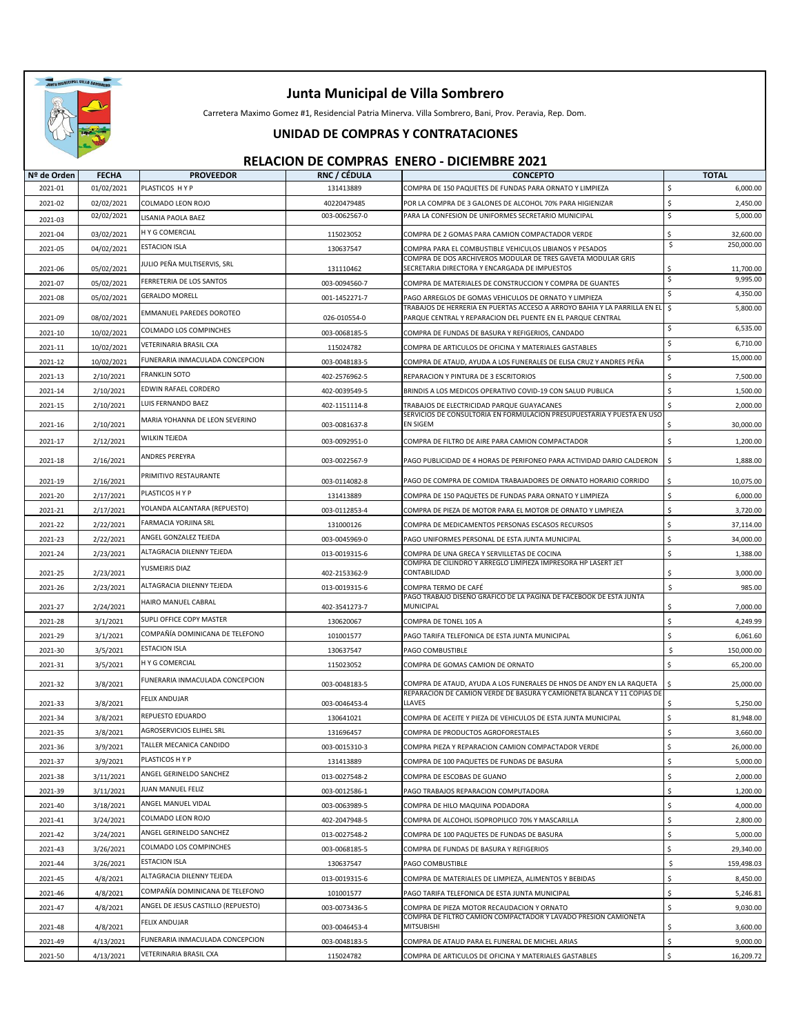# Junta Municipal de Villa Sombrero

Carretera Maximo Gomez #1, Residencial Patria Minerva. Villa Sombrero, Bani, Prov. Peravia, Rep. Dom.

## UNIDAD DE COMPRAS Y CONTRATACIONES

## RELACION DE COMPRAS ENERO - DICIEMBRE 2021

| Nº de Orden | FECHA | PROVEEDOR | RNC / CÉDULA | CONCEPTO | TOTAL |
|---|---|---|---|---|---|
| 2021-01 | 01/02/2021 | PLASTICOS H Y P | 131413889 | COMPRA DE 150 PAQUETES DE FUNDAS PARA ORNATO Y LIMPIEZA | $ 6,000.00 |
| 2021-02 | 02/02/2021 | COLMADO LEON ROJO | 40220479485 | POR LA COMPRA DE 3 GALONES DE ALCOHOL 70% PARA HIGIENIZAR | $ 2,450.00 |
| 2021-03 | 02/02/2021 | LISANIA PAOLA BAEZ | 003-0062567-0 | PARA LA CONFESION DE UNIFORMES SECRETARIO MUNICIPAL | $ 5,000.00 |
| 2021-04 | 03/02/2021 | H Y G COMERCIAL | 115023052 | COMPRA DE 2 GOMAS PARA CAMION COMPACTADOR VERDE | $ 32,600.00 |
| 2021-05 | 04/02/2021 | ESTACION ISLA | 130637547 | COMPRA PARA EL COMBUSTIBLE VEHICULOS LIBIANOS Y PESADOS | $ 250,000.00 |
| 2021-06 | 05/02/2021 | JULIO PEÑA MULTISERVIS, SRL | 131110462 | COMPRA DE DOS ARCHIVEROS MODULAR DE TRES GAVETA MODULAR GRIS SECRETARIA DIRECTORA Y ENCARGADA DE IMPUESTOS | $ 11,700.00 |
| 2021-07 | 05/02/2021 | FERRETERIA DE LOS SANTOS | 003-0094560-7 | COMPRA DE MATERIALES DE CONSTRUCCION Y COMPRA DE GUANTES | $ 9,995.00 |
| 2021-08 | 05/02/2021 | GERALDO MORELL | 001-1452271-7 | PAGO ARREGLOS DE GOMAS VEHICULOS DE ORNATO Y LIMPIEZA | $ 4,350.00 |
| 2021-09 | 08/02/2021 | EMMANUEL PAREDES DOROTEO | 026-010554-0 | TRABAJOS DE HERRERIA EN PUERTAS ACCESO A ARROYO BAHIA Y LA PARRILLA EN EL PARQUE CENTRAL Y REPARACION DEL PUENTE EN EL PARQUE CENTRAL | $ 5,800.00 |
| 2021-10 | 10/02/2021 | COLMADO LOS COMPINCHES | 003-0068185-5 | COMPRA DE FUNDAS DE BASURA Y REFIGERIOS, CANDADO | $ 6,535.00 |
| 2021-11 | 10/02/2021 | VETERINARIA BRASIL CXA | 115024782 | COMPRA DE ARTICULOS DE OFICINA Y MATERIALES GASTABLES | $ 6,710.00 |
| 2021-12 | 10/02/2021 | FUNERARIA INMACULADA CONCEPCION | 003-0048183-5 | COMPRA DE ATAUD, AYUDA A LOS FUNERALES DE ELISA CRUZ Y ANDRES PEÑA | $ 15,000.00 |
| 2021-13 | 2/10/2021 | FRANKLIN SOTO | 402-2576962-5 | REPARACION Y PINTURA DE 3 ESCRITORIOS | $ 7,500.00 |
| 2021-14 | 2/10/2021 | EDWIN RAFAEL CORDERO | 402-0039549-5 | BRINDIS A LOS MEDICOS OPERATIVO COVID-19 CON SALUD PUBLICA | $ 1,500.00 |
| 2021-15 | 2/10/2021 | LUIS FERNANDO BAEZ | 402-1151114-8 | TRABAJOS DE ELECTRICIDAD PARQUE GUAYACANES | $ 2,000.00 |
| 2021-16 | 2/10/2021 | MARIA YOHANNA DE LEON SEVERINO | 003-0081637-8 | SERVICIOS DE CONSULTORIA EN FORMULACION PRESUPUESTARIA Y PUESTA EN USO EN SIGEM | $ 30,000.00 |
| 2021-17 | 2/12/2021 | WILKIN TEJEDA | 003-0092951-0 | COMPRA DE FILTRO DE AIRE PARA CAMION COMPACTADOR | $ 1,200.00 |
| 2021-18 | 2/16/2021 | ANDRES PEREYRA | 003-0022567-9 | PAGO PUBLICIDAD DE 4 HORAS DE PERIFONEO PARA ACTIVIDAD DARIO CALDERON | $ 1,888.00 |
| 2021-19 | 2/16/2021 | PRIMITIVO RESTAURANTE | 003-0114082-8 | PAGO DE COMPRA DE COMIDA TRABAJADORES DE ORNATO HORARIO CORRIDO | $ 10,075.00 |
| 2021-20 | 2/17/2021 | PLASTICOS H Y P | 131413889 | COMPRA DE 150 PAQUETES DE FUNDAS PARA ORNATO Y LIMPIEZA | $ 6,000.00 |
| 2021-21 | 2/17/2021 | YOLANDA ALCANTARA (REPUESTO) | 003-0112853-4 | COMPRA DE PIEZA DE MOTOR PARA EL MOTOR DE ORNATO Y LIMPIEZA | $ 3,720.00 |
| 2021-22 | 2/22/2021 | FARMACIA YORJINA SRL | 131000126 | COMPRA DE MEDICAMENTOS PERSONAS ESCASOS RECURSOS | $ 37,114.00 |
| 2021-23 | 2/22/2021 | ANGEL GONZALEZ TEJEDA | 003-0045969-0 | PAGO UNIFORMES PERSONAL DE ESTA JUNTA MUNICIPAL | $ 34,000.00 |
| 2021-24 | 2/23/2021 | ALTAGRACIA DILENNY TEJEDA | 013-0019315-6 | COMPRA DE UNA GRECA Y SERVILLETAS DE COCINA | $ 1,388.00 |
| 2021-25 | 2/23/2021 | YUSMEIRIS DIAZ | 402-2153362-9 | COMPRA DE CILINDRO Y ARREGLO LIMPIEZA IMPRESORA HP LASERT JET CONTABILIDAD | $ 3,000.00 |
| 2021-26 | 2/23/2021 | ALTAGRACIA DILENNY TEJEDA | 013-0019315-6 | COMPRA TERMO DE CAFÉ | $ 985.00 |
| 2021-27 | 2/24/2021 | HAIRO MANUEL CABRAL | 402-3541273-7 | PAGO TRABAJO DISEÑO GRAFICO DE LA PAGINA DE FACEBOOK DE ESTA JUNTA MUNICIPAL | $ 7,000.00 |
| 2021-28 | 3/1/2021 | SUPLI OFFICE COPY MASTER | 130620067 | COMPRA DE TONEL 105 A | $ 4,249.99 |
| 2021-29 | 3/1/2021 | COMPAÑÍA DOMINICANA DE TELEFONO | 101001577 | PAGO TARIFA TELEFONICA DE ESTA JUNTA MUNICIPAL | $ 6,061.60 |
| 2021-30 | 3/5/2021 | ESTACION ISLA | 130637547 | PAGO COMBUSTIBLE | $ 150,000.00 |
| 2021-31 | 3/5/2021 | H Y G COMERCIAL | 115023052 | COMPRA DE GOMAS CAMION DE ORNATO | $ 65,200.00 |
| 2021-32 | 3/8/2021 | FUNERARIA INMACULADA CONCEPCION | 003-0048183-5 | COMPRA DE ATAUD, AYUDA A LOS FUNERALES DE HNOS DE ANDY EN LA RAQUETA | $ 25,000.00 |
| 2021-33 | 3/8/2021 | FELIX ANDUJAR | 003-0046453-4 | REPARACION DE CAMION VERDE DE BASURA Y CAMIONETA BLANCA Y 11 COPIAS DE LLAVES | $ 5,250.00 |
| 2021-34 | 3/8/2021 | REPUESTO EDUARDO | 130641021 | COMPRA DE ACEITE Y PIEZA DE VEHICULOS DE ESTA JUNTA MUNICIPAL | $ 81,948.00 |
| 2021-35 | 3/8/2021 | AGROSERVICIOS ELIHEL SRL | 131696457 | COMPRA DE PRODUCTOS AGROFORESTALES | $ 3,660.00 |
| 2021-36 | 3/9/2021 | TALLER MECANICA CANDIDO | 003-0015310-3 | COMPRA PIEZA Y REPARACION CAMION COMPACTADOR VERDE | $ 26,000.00 |
| 2021-37 | 3/9/2021 | PLASTICOS H Y P | 131413889 | COMPRA DE 100 PAQUETES DE FUNDAS DE BASURA | $ 5,000.00 |
| 2021-38 | 3/11/2021 | ANGEL GERINELDO SANCHEZ | 013-0027548-2 | COMPRA DE ESCOBAS DE GUANO | $ 2,000.00 |
| 2021-39 | 3/11/2021 | JUAN MANUEL FELIZ | 003-0012586-1 | PAGO TRABAJOS REPARACION COMPUTADORA | $ 1,200.00 |
| 2021-40 | 3/18/2021 | ANGEL MANUEL VIDAL | 003-0063989-5 | COMPRA DE HILO MAQUINA PODADORA | $ 4,000.00 |
| 2021-41 | 3/24/2021 | COLMADO LEON ROJO | 402-2047948-5 | COMPRA DE ALCOHOL ISOPROPILICO 70% Y MASCARILLA | $ 2,800.00 |
| 2021-42 | 3/24/2021 | ANGEL GERINELDO SANCHEZ | 013-0027548-2 | COMPRA DE 100 PAQUETES DE FUNDAS DE BASURA | $ 5,000.00 |
| 2021-43 | 3/26/2021 | COLMADO LOS COMPINCHES | 003-0068185-5 | COMPRA DE FUNDAS DE BASURA Y REFIGERIOS | $ 29,340.00 |
| 2021-44 | 3/26/2021 | ESTACION ISLA | 130637547 | PAGO COMBUSTIBLE | $ 159,498.03 |
| 2021-45 | 4/8/2021 | ALTAGRACIA DILENNY TEJEDA | 013-0019315-6 | COMPRA DE MATERIALES DE LIMPIEZA, ALIMENTOS Y BEBIDAS | $ 8,450.00 |
| 2021-46 | 4/8/2021 | COMPAÑÍA DOMINICANA DE TELEFONO | 101001577 | PAGO TARIFA TELEFONICA DE ESTA JUNTA MUNICIPAL | $ 5,246.81 |
| 2021-47 | 4/8/2021 | ANGEL DE JESUS CASTILLO (REPUESTO) | 003-0073436-5 | COMPRA DE PIEZA MOTOR RECAUDACION Y ORNATO | $ 9,030.00 |
| 2021-48 | 4/8/2021 | FELIX ANDUJAR | 003-0046453-4 | COMPRA DE FILTRO CAMION COMPACTADOR Y LAVADO PRESION CAMIONETA MITSUBISHI | $ 3,600.00 |
| 2021-49 | 4/13/2021 | FUNERARIA INMACULADA CONCEPCION | 003-0048183-5 | COMPRA DE ATAUD PARA EL FUNERAL DE MICHEL ARIAS | $ 9,000.00 |
| 2021-50 | 4/13/2021 | VETERINARIA BRASIL CXA | 115024782 | COMPRA DE ARTICULOS DE OFICINA Y MATERIALES GASTABLES | $ 16,209.72 |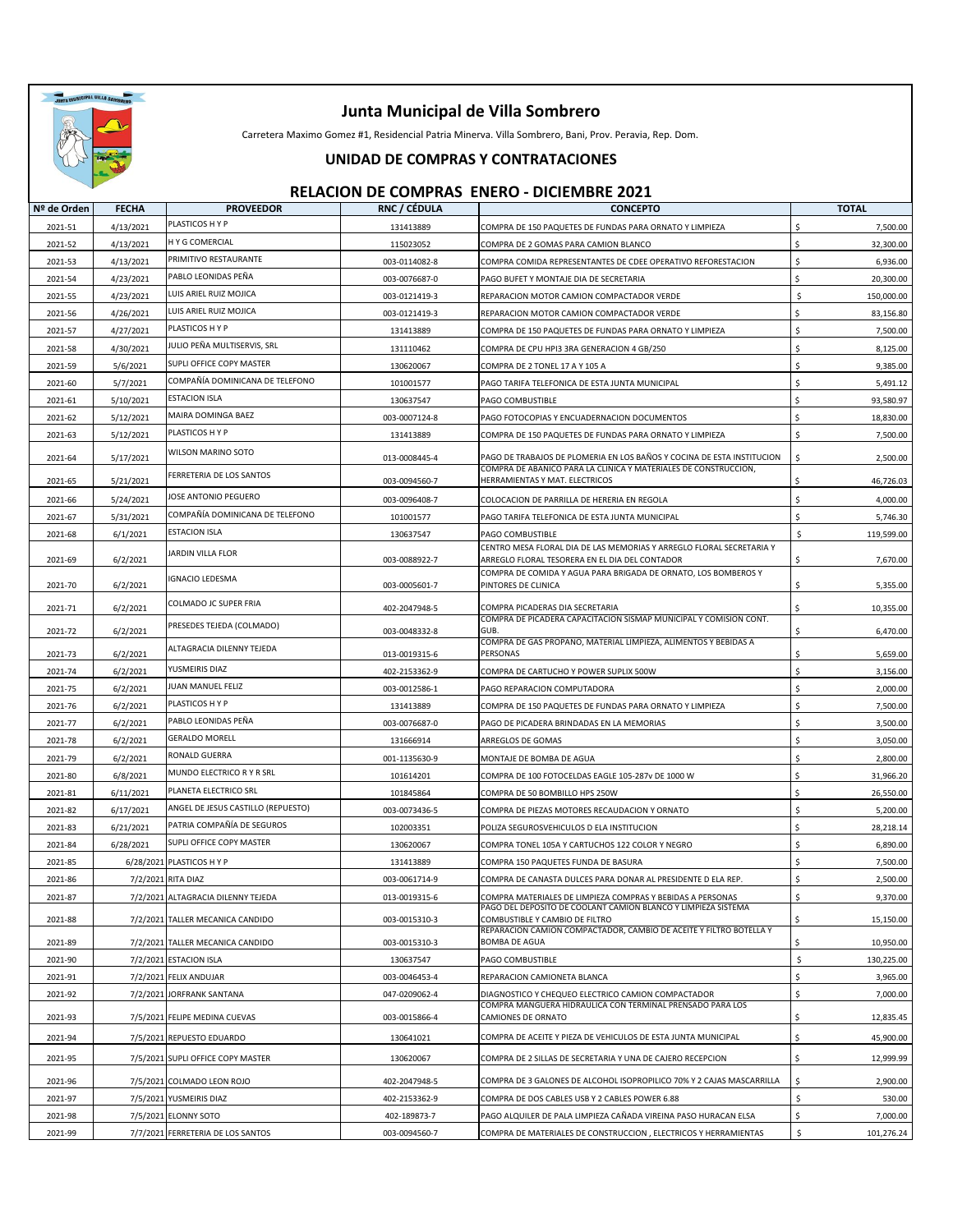# Junta Municipal de Villa Sombrero

Carretera Maximo Gomez #1, Residencial Patria Minerva. Villa Sombrero, Bani, Prov. Peravia, Rep. Dom.

## UNIDAD DE COMPRAS Y CONTRATACIONES

## RELACION DE COMPRAS ENERO - DICIEMBRE 2021

| Nº de Orden | FECHA | PROVEEDOR | RNC / CÉDULA | CONCEPTO | TOTAL |
|---|---|---|---|---|---|
| 2021-51 | 4/13/2021 | PLASTICOS H Y P | 131413889 | COMPRA DE 150 PAQUETES DE FUNDAS PARA ORNATO Y LIMPIEZA | $ 7,500.00 |
| 2021-52 | 4/13/2021 | H Y G COMERCIAL | 115023052 | COMPRA DE 2 GOMAS PARA CAMION BLANCO | $ 32,300.00 |
| 2021-53 | 4/13/2021 | PRIMITIVO RESTAURANTE | 003-0114082-8 | COMPRA COMIDA REPRESENTANTES DE CDEE OPERATIVO REFORESTACION | $ 6,936.00 |
| 2021-54 | 4/23/2021 | PABLO LEONIDAS PEÑA | 003-0076687-0 | PAGO BUFET Y MONTAJE DIA DE SECRETARIA | $ 20,300.00 |
| 2021-55 | 4/23/2021 | LUIS ARIEL RUIZ MOJICA | 003-0121419-3 | REPARACION MOTOR CAMION COMPACTADOR VERDE | $ 150,000.00 |
| 2021-56 | 4/26/2021 | LUIS ARIEL RUIZ MOJICA | 003-0121419-3 | REPARACION MOTOR CAMION COMPACTADOR VERDE | $ 83,156.80 |
| 2021-57 | 4/27/2021 | PLASTICOS H Y P | 131413889 | COMPRA DE 150 PAQUETES DE FUNDAS PARA ORNATO Y LIMPIEZA | $ 7,500.00 |
| 2021-58 | 4/30/2021 | JULIO PEÑA MULTISERVIS, SRL | 131110462 | COMPRA DE CPU HPI3 3RA GENERACION 4 GB/250 | $ 8,125.00 |
| 2021-59 | 5/6/2021 | SUPLI OFFICE COPY MASTER | 130620067 | COMPRA DE 2 TONEL 17 A Y 105 A | $ 9,385.00 |
| 2021-60 | 5/7/2021 | COMPAÑÍA DOMINICANA DE TELEFONO | 101001577 | PAGO TARIFA TELEFONICA DE ESTA JUNTA MUNICIPAL | $ 5,491.12 |
| 2021-61 | 5/10/2021 | ESTACION ISLA | 130637547 | PAGO COMBUSTIBLE | $ 93,580.97 |
| 2021-62 | 5/12/2021 | MAIRA DOMINGA BAEZ | 003-0007124-8 | PAGO FOTOCOPIAS Y ENCUADERNACION DOCUMENTOS | $ 18,830.00 |
| 2021-63 | 5/12/2021 | PLASTICOS H Y P | 131413889 | COMPRA DE 150 PAQUETES DE FUNDAS PARA ORNATO Y LIMPIEZA | $ 7,500.00 |
| 2021-64 | 5/17/2021 | WILSON MARINO SOTO | 013-0008445-4 | PAGO DE TRABAJOS DE PLOMERIA EN LOS BAÑOS Y COCINA DE ESTA INSTITUCION | $ 2,500.00 |
| 2021-65 | 5/21/2021 | FERRETERIA DE LOS SANTOS | 003-0094560-7 | COMPRA DE ABANICO PARA LA CLINICA Y MATERIALES DE CONSTRUCCION, HERRAMIENTAS Y MAT. ELECTRICOS | $ 46,726.03 |
| 2021-66 | 5/24/2021 | JOSE ANTONIO PEGUERO | 003-0096408-7 | COLOCACION DE PARRILLA DE HERERIA EN REGOLA | $ 4,000.00 |
| 2021-67 | 5/31/2021 | COMPAÑÍA DOMINICANA DE TELEFONO | 101001577 | PAGO TARIFA TELEFONICA DE ESTA JUNTA MUNICIPAL | $ 5,746.30 |
| 2021-68 | 6/1/2021 | ESTACION ISLA | 130637547 | PAGO COMBUSTIBLE | $ 119,599.00 |
| 2021-69 | 6/2/2021 | JARDIN VILLA FLOR | 003-0088922-7 | CENTRO MESA FLORAL DIA DE LAS MEMORIAS Y ARREGLO FLORAL SECRETARIA Y ARREGLO FLORAL TESORERA EN EL DIA DEL CONTADOR | $ 7,670.00 |
| 2021-70 | 6/2/2021 | IGNACIO LEDESMA | 003-0005601-7 | COMPRA DE COMIDA Y AGUA PARA BRIGADA DE ORNATO, LOS BOMBEROS Y PINTORES DE CLINICA | $ 5,355.00 |
| 2021-71 | 6/2/2021 | COLMADO JC SUPER FRIA | 402-2047948-5 | COMPRA PICADERAS DIA SECRETARIA | $ 10,355.00 |
| 2021-72 | 6/2/2021 | PRESEDES TEJEDA (COLMADO) | 003-0048332-8 | COMPRA DE PICADERA CAPACITACION SISMAP MUNICIPAL Y COMISION CONT. GUB. | $ 6,470.00 |
| 2021-73 | 6/2/2021 | ALTAGRACIA DILENNY TEJEDA | 013-0019315-6 | COMPRA DE GAS PROPANO, MATERIAL LIMPIEZA, ALIMENTOS Y BEBIDAS A PERSONAS | $ 5,659.00 |
| 2021-74 | 6/2/2021 | YUSMEIRIS DIAZ | 402-2153362-9 | COMPRA DE CARTUCHO Y POWER SUPLIX 500W | $ 3,156.00 |
| 2021-75 | 6/2/2021 | JUAN MANUEL FELIZ | 003-0012586-1 | PAGO REPARACION COMPUTADORA | $ 2,000.00 |
| 2021-76 | 6/2/2021 | PLASTICOS H Y P | 131413889 | COMPRA DE 150 PAQUETES DE FUNDAS PARA ORNATO Y LIMPIEZA | $ 7,500.00 |
| 2021-77 | 6/2/2021 | PABLO LEONIDAS PEÑA | 003-0076687-0 | PAGO DE PICADERA BRINDADAS EN LA MEMORIAS | $ 3,500.00 |
| 2021-78 | 6/2/2021 | GERALDO MORELL | 131666914 | ARREGLOS DE GOMAS | $ 3,050.00 |
| 2021-79 | 6/2/2021 | RONALD GUERRA | 001-1135630-9 | MONTAJE DE BOMBA DE AGUA | $ 2,800.00 |
| 2021-80 | 6/8/2021 | MUNDO ELECTRICO R Y R SRL | 101614201 | COMPRA DE 100 FOTOCELDAS EAGLE 105-287v DE 1000 W | $ 31,966.20 |
| 2021-81 | 6/11/2021 | PLANETA ELECTRICO SRL | 101845864 | COMPRA DE 50 BOMBILLO HPS 250W | $ 26,550.00 |
| 2021-82 | 6/17/2021 | ANGEL DE JESUS CASTILLO (REPUESTO) | 003-0073436-5 | COMPRA DE PIEZAS MOTORES RECAUDACION Y ORNATO | $ 5,200.00 |
| 2021-83 | 6/21/2021 | PATRIA COMPAÑÍA DE SEGUROS | 102003351 | POLIZA SEGUROSVEHICULOS D ELA INSTITUCION | $ 28,218.14 |
| 2021-84 | 6/28/2021 | SUPLI OFFICE COPY MASTER | 130620067 | COMPRA TONEL 105A Y CARTUCHOS 122 COLOR Y NEGRO | $ 6,890.00 |
| 2021-85 | 6/28/2021 | PLASTICOS H Y P | 131413889 | COMPRA 150 PAQUETES FUNDA DE BASURA | $ 7,500.00 |
| 2021-86 | 7/2/2021 | RITA DIAZ | 003-0061714-9 | COMPRA DE CANASTA DULCES PARA DONAR AL PRESIDENTE D ELA REP. | $ 2,500.00 |
| 2021-87 | 7/2/2021 | ALTAGRACIA DILENNY TEJEDA | 013-0019315-6 | COMPRA MATERIALES DE LIMPIEZA COMPRAS Y BEBIDAS A PERSONAS | $ 9,370.00 |
| 2021-88 | 7/2/2021 | TALLER MECANICA CANDIDO | 003-0015310-3 | PAGO DEL DEPOSITO DE COOLANT CAMION BLANCO Y LIMPIEZA SISTEMA COMBUSTIBLE Y CAMBIO DE FILTRO | $ 15,150.00 |
| 2021-89 | 7/2/2021 | TALLER MECANICA CANDIDO | 003-0015310-3 | REPARACION CAMION COMPACTADOR, CAMBIO DE ACEITE Y FILTRO BOTELLA Y BOMBA DE AGUA | $ 10,950.00 |
| 2021-90 | 7/2/2021 | ESTACION ISLA | 130637547 | PAGO COMBUSTIBLE | $ 130,225.00 |
| 2021-91 | 7/2/2021 | FELIX ANDUJAR | 003-0046453-4 | REPARACION CAMIONETA BLANCA | $ 3,965.00 |
| 2021-92 | 7/2/2021 | JORFRANK SANTANA | 047-0209062-4 | DIAGNOSTICO Y CHEQUEO ELECTRICO CAMION COMPACTADOR | $ 7,000.00 |
| 2021-93 | 7/5/2021 | FELIPE MEDINA CUEVAS | 003-0015866-4 | COMPRA MANGUERA HIDRAULICA CON TERMINAL PRENSADO PARA LOS CAMIONES DE ORNATO | $ 12,835.45 |
| 2021-94 | 7/5/2021 | REPUESTO EDUARDO | 130641021 | COMPRA DE ACEITE Y PIEZA DE VEHICULOS DE ESTA JUNTA MUNICIPAL | $ 45,900.00 |
| 2021-95 | 7/5/2021 | SUPLI OFFICE COPY MASTER | 130620067 | COMPRA DE 2 SILLAS DE SECRETARIA Y UNA DE CAJERO RECEPCION | $ 12,999.99 |
| 2021-96 | 7/5/2021 | COLMADO LEON ROJO | 402-2047948-5 | COMPRA DE 3 GALONES DE ALCOHOL ISOPROPILICO 70% Y 2 CAJAS MASCARRILLA | $ 2,900.00 |
| 2021-97 | 7/5/2021 | YUSMEIRIS DIAZ | 402-2153362-9 | COMPRA DE DOS CABLES USB Y 2 CABLES POWER 6.88 | $ 530.00 |
| 2021-98 | 7/5/2021 | ELONNY SOTO | 402-189873-7 | PAGO ALQUILER DE PALA LIMPIEZA CAÑADA VIREINA PASO HURACAN ELSA | $ 7,000.00 |
| 2021-99 | 7/7/2021 | FERRETERIA DE LOS SANTOS | 003-0094560-7 | COMPRA DE MATERIALES DE CONSTRUCCION , ELECTRICOS Y HERRAMIENTAS | $ 101,276.24 |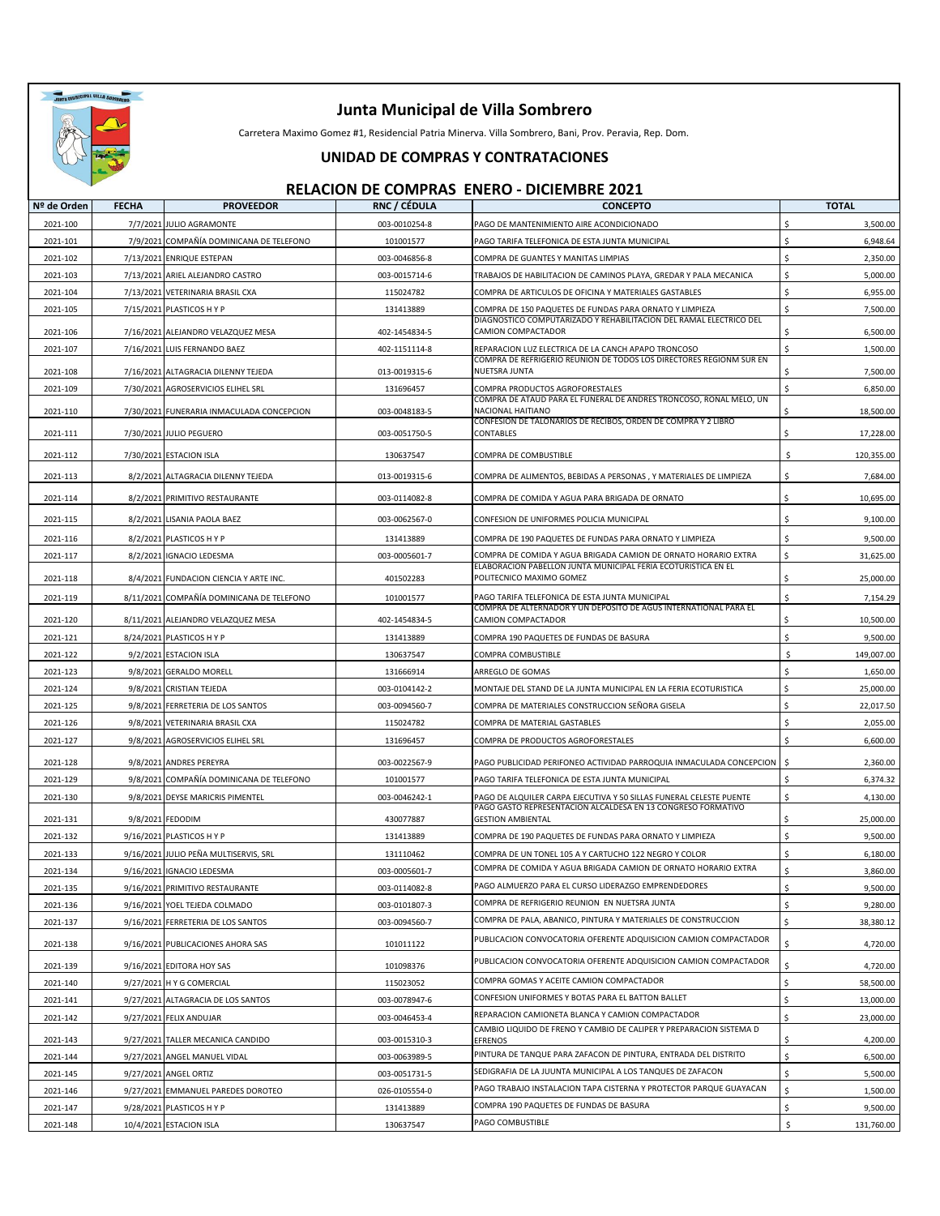# Junta Municipal de Villa Sombrero

Carretera Maximo Gomez #1, Residencial Patria Minerva. Villa Sombrero, Bani, Prov. Peravia, Rep. Dom.

## UNIDAD DE COMPRAS Y CONTRATACIONES

## RELACION DE COMPRAS ENERO - DICIEMBRE 2021

| Nº de Orden | FECHA | PROVEEDOR | RNC / CÉDULA | CONCEPTO | TOTAL |
|---|---|---|---|---|---|
| 2021-100 | 7/7/2021 | JULIO AGRAMONTE | 003-0010254-8 | PAGO DE MANTENIMIENTO AIRE ACONDICIONADO | $ 3,500.00 |
| 2021-101 | 7/9/2021 | COMPAÑÍA DOMINICANA DE TELEFONO | 101001577 | PAGO TARIFA TELEFONICA DE ESTA JUNTA MUNICIPAL | $ 6,948.64 |
| 2021-102 | 7/13/2021 | ENRIQUE ESTEPAN | 003-0046856-8 | COMPRA DE GUANTES Y MANITAS LIMPIAS | $ 2,350.00 |
| 2021-103 | 7/13/2021 | ARIEL ALEJANDRO CASTRO | 003-0015714-6 | TRABAJOS DE HABILITACION DE CAMINOS PLAYA, GREDAR Y PALA MECANICA | $ 5,000.00 |
| 2021-104 | 7/13/2021 | VETERINARIA BRASIL CXA | 115024782 | COMPRA DE ARTICULOS DE OFICINA Y MATERIALES GASTABLES | $ 6,955.00 |
| 2021-105 | 7/15/2021 | PLASTICOS H Y P | 131413889 | COMPRA DE 150 PAQUETES DE FUNDAS PARA ORNATO Y LIMPIEZA | $ 7,500.00 |
| 2021-106 | 7/16/2021 | ALEJANDRO VELAZQUEZ MESA | 402-1454834-5 | DIAGNOSTICO COMPUTARIZADO Y REHABILITACION DEL RAMAL ELECTRICO DEL CAMION COMPACTADOR | $ 6,500.00 |
| 2021-107 | 7/16/2021 | LUIS FERNANDO BAEZ | 402-1151114-8 | REPARACION LUZ ELECTRICA DE LA CANCH APAPO TRONCOSO | $ 1,500.00 |
| 2021-108 | 7/16/2021 | ALTAGRACIA DILENNY TEJEDA | 013-0019315-6 | COMPRA DE REFRIGERIO REUNION DE TODOS LOS DIRECTORES REGIONM SUR EN NUETSRA JUNTA | $ 7,500.00 |
| 2021-109 | 7/30/2021 | AGROSERVICIOS ELIHEL SRL | 131696457 | COMPRA PRODUCTOS AGROFORESTALES | $ 6,850.00 |
| 2021-110 | 7/30/2021 | FUNERARIA INMACULADA CONCEPCION | 003-0048183-5 | COMPRA DE ATAUD PARA EL FUNERAL DE ANDRES TRONCOSO, RONAL MELO, UN NACIONAL HAITIANO | $ 18,500.00 |
| 2021-111 | 7/30/2021 | JULIO PEGUERO | 003-0051750-5 | CONFESION DE TALONARIOS DE RECIBOS, ORDEN DE COMPRA Y 2 LIBRO CONTABLES | $ 17,228.00 |
| 2021-112 | 7/30/2021 | ESTACION ISLA | 130637547 | COMPRA DE COMBUSTIBLE | $ 120,355.00 |
| 2021-113 | 8/2/2021 | ALTAGRACIA DILENNY TEJEDA | 013-0019315-6 | COMPRA DE ALIMENTOS, BEBIDAS A PERSONAS , Y MATERIALES DE LIMPIEZA | $ 7,684.00 |
| 2021-114 | 8/2/2021 | PRIMITIVO RESTAURANTE | 003-0114082-8 | COMPRA DE COMIDA Y AGUA PARA BRIGADA DE ORNATO | $ 10,695.00 |
| 2021-115 | 8/2/2021 | LISANIA PAOLA BAEZ | 003-0062567-0 | CONFESION DE UNIFORMES POLICIA MUNICIPAL | $ 9,100.00 |
| 2021-116 | 8/2/2021 | PLASTICOS H Y P | 131413889 | COMPRA DE 190 PAQUETES DE FUNDAS PARA ORNATO Y LIMPIEZA | $ 9,500.00 |
| 2021-117 | 8/2/2021 | IGNACIO LEDESMA | 003-0005601-7 | COMPRA DE COMIDA Y AGUA BRIGADA CAMION DE ORNATO HORARIO EXTRA | $ 31,625.00 |
| 2021-118 | 8/4/2021 | FUNDACION CIENCIA Y ARTE INC. | 401502283 | ELABORACION PABELLON JUNTA MUNICIPAL FERIA ECOTURISTICA EN EL POLITECNICO MAXIMO GOMEZ | $ 25,000.00 |
| 2021-119 | 8/11/2021 | COMPAÑÍA DOMINICANA DE TELEFONO | 101001577 | PAGO TARIFA TELEFONICA DE ESTA JUNTA MUNICIPAL | $ 7,154.29 |
| 2021-120 | 8/11/2021 | ALEJANDRO VELAZQUEZ MESA | 402-1454834-5 | COMPRA DE ALTERNADOR Y UN DEPOSITO DE AGUS INTERNATIONAL PARA EL CAMION COMPACTADOR | $ 10,500.00 |
| 2021-121 | 8/24/2021 | PLASTICOS H Y P | 131413889 | COMPRA 190 PAQUETES DE FUNDAS DE BASURA | $ 9,500.00 |
| 2021-122 | 9/2/2021 | ESTACION ISLA | 130637547 | COMPRA COMBUSTIBLE | $ 149,007.00 |
| 2021-123 | 9/8/2021 | GERALDO MORELL | 131666914 | ARREGLO DE GOMAS | $ 1,650.00 |
| 2021-124 | 9/8/2021 | CRISTIAN TEJEDA | 003-0104142-2 | MONTAJE DEL STAND DE LA JUNTA MUNICIPAL EN LA FERIA ECOTURISTICA | $ 25,000.00 |
| 2021-125 | 9/8/2021 | FERRETERIA DE LOS SANTOS | 003-0094560-7 | COMPRA DE MATERIALES CONSTRUCCION SEÑORA GISELA | $ 22,017.50 |
| 2021-126 | 9/8/2021 | VETERINARIA BRASIL CXA | 115024782 | COMPRA DE MATERIAL GASTABLES | $ 2,055.00 |
| 2021-127 | 9/8/2021 | AGROSERVICIOS ELIHEL SRL | 131696457 | COMPRA DE PRODUCTOS AGROFORESTALES | $ 6,600.00 |
| 2021-128 | 9/8/2021 | ANDRES PEREYRA | 003-0022567-9 | PAGO PUBLICIDAD PERIFONEO ACTIVIDAD PARROQUIA INMACULADA CONCEPCION | $ 2,360.00 |
| 2021-129 | 9/8/2021 | COMPAÑÍA DOMINICANA DE TELEFONO | 101001577 | PAGO TARIFA TELEFONICA DE ESTA JUNTA MUNICIPAL | $ 6,374.32 |
| 2021-130 | 9/8/2021 | DEYSE MARICRIS PIMENTEL | 003-0046242-1 | PAGO DE ALQUILER CARPA EJECUTIVA Y 50 SILLAS FUNERAL CELESTE PUENTE | $ 4,130.00 |
| 2021-131 | 9/8/2021 | FEDODIM | 430077887 | PAGO GASTO REPRESENTACION ALCALDESA EN 13 CONGRESO FORMATIVO GESTION AMBIENTAL | $ 25,000.00 |
| 2021-132 | 9/16/2021 | PLASTICOS H Y P | 131413889 | COMPRA DE 190 PAQUETES DE FUNDAS PARA ORNATO Y LIMPIEZA | $ 9,500.00 |
| 2021-133 | 9/16/2021 | JULIO PEÑA MULTISERVIS, SRL | 131110462 | COMPRA DE UN TONEL 105 A Y CARTUCHO 122 NEGRO Y COLOR | $ 6,180.00 |
| 2021-134 | 9/16/2021 | IGNACIO LEDESMA | 003-0005601-7 | COMPRA DE COMIDA Y AGUA BRIGADA CAMION DE ORNATO HORARIO EXTRA | $ 3,860.00 |
| 2021-135 | 9/16/2021 | PRIMITIVO RESTAURANTE | 003-0114082-8 | PAGO ALMUERZO PARA EL CURSO LIDERAZGO EMPRENDEDORES | $ 9,500.00 |
| 2021-136 | 9/16/2021 | YOEL TEJEDA COLMADO | 003-0101807-3 | COMPRA DE REFRIGERIO REUNION EN NUETSRA JUNTA | $ 9,280.00 |
| 2021-137 | 9/16/2021 | FERRETERIA DE LOS SANTOS | 003-0094560-7 | COMPRA DE PALA, ABANICO, PINTURA Y MATERIALES DE CONSTRUCCION | $ 38,380.12 |
| 2021-138 | 9/16/2021 | PUBLICACIONES AHORA SAS | 101011122 | PUBLICACION CONVOCATORIA OFERENTE ADQUISICION CAMION COMPACTADOR | $ 4,720.00 |
| 2021-139 | 9/16/2021 | EDITORA HOY SAS | 101098376 | PUBLICACION CONVOCATORIA OFERENTE ADQUISICION CAMION COMPACTADOR | $ 4,720.00 |
| 2021-140 | 9/27/2021 | H Y G COMERCIAL | 115023052 | COMPRA GOMAS Y ACEITE CAMION COMPACTADOR | $ 58,500.00 |
| 2021-141 | 9/27/2021 | ALTAGRACIA DE LOS SANTOS | 003-0078947-6 | CONFESION UNIFORMES Y BOTAS PARA EL BATTON BALLET | $ 13,000.00 |
| 2021-142 | 9/27/2021 | FELIX ANDUJAR | 003-0046453-4 | REPARACION CAMIONETA BLANCA Y CAMION COMPACTADOR | $ 23,000.00 |
| 2021-143 | 9/27/2021 | TALLER MECANICA CANDIDO | 003-0015310-3 | CAMBIO LIQUIDO DE FRENO Y CAMBIO DE CALIPER Y PREPARACION SISTEMA D EFRENOS | $ 4,200.00 |
| 2021-144 | 9/27/2021 | ANGEL MANUEL VIDAL | 003-0063989-5 | PINTURA DE TANQUE PARA ZAFACON DE PINTURA, ENTRADA DEL DISTRITO | $ 6,500.00 |
| 2021-145 | 9/27/2021 | ANGEL ORTIZ | 003-0051731-5 | SEDIGRAFIA DE LA JUUNTA MUNICIPAL A LOS TANQUES DE ZAFACON | $ 5,500.00 |
| 2021-146 | 9/27/2021 | EMMANUEL PAREDES DOROTEO | 026-0105554-0 | PAGO TRABAJO INSTALACION TAPA CISTERNA Y PROTECTOR PARQUE GUAYACAN | $ 1,500.00 |
| 2021-147 | 9/28/2021 | PLASTICOS H Y P | 131413889 | COMPRA 190 PAQUETES DE FUNDAS DE BASURA | $ 9,500.00 |
| 2021-148 | 10/4/2021 | ESTACION ISLA | 130637547 | PAGO COMBUSTIBLE | $ 131,760.00 |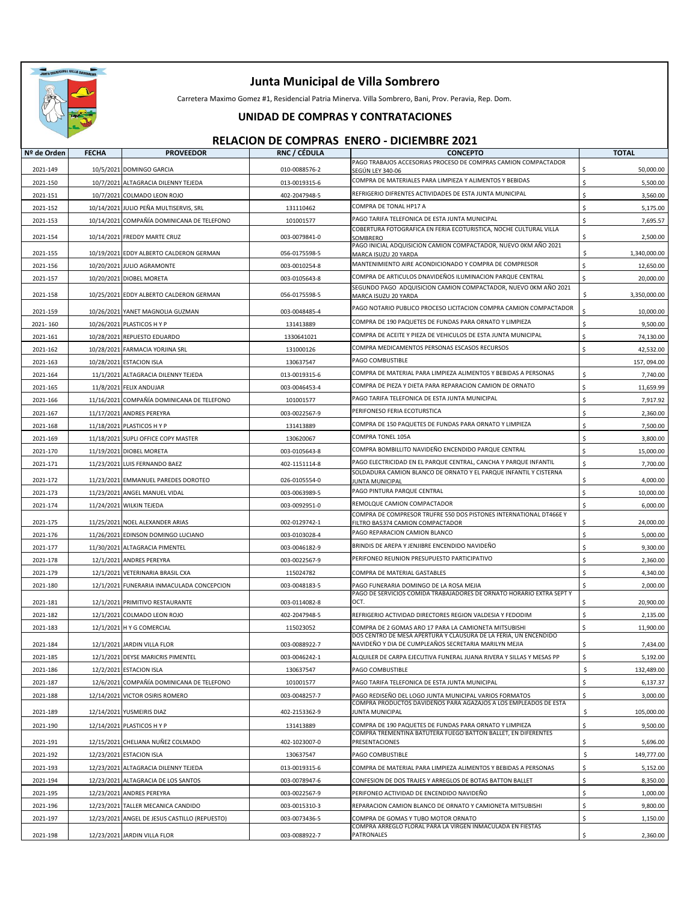# Junta Municipal de Villa Sombrero

Carretera Maximo Gomez #1, Residencial Patria Minerva. Villa Sombrero, Bani, Prov. Peravia, Rep. Dom.

## UNIDAD DE COMPRAS Y CONTRATACIONES

## RELACION DE COMPRAS ENERO - DICIEMBRE 2021

| Nº de Orden | FECHA | PROVEEDOR | RNC / CÉDULA | CONCEPTO | TOTAL |
|---|---|---|---|---|---|
| 2021-149 | 10/5/2021 | DOMINGO GARCIA | 010-0088576-2 | PAGO TRABAJOS ACCESORIAS PROCESO DE COMPRAS CAMION COMPACTADOR SEGÚN LEY 340-06 | $ 50,000.00 |
| 2021-150 | 10/7/2021 | ALTAGRACIA DILENNY TEJEDA | 013-0019315-6 | COMPRA DE MATERIALES PARA LIMPIEZA Y ALIMENTOS Y BEBIDAS | $ 5,500.00 |
| 2021-151 | 10/7/2021 | COLMADO LEON ROJO | 402-2047948-5 | REFRIGERIO DIFRENTES ACTIVIDADES DE ESTA JUNTA MUNICIPAL | $ 3,560.00 |
| 2021-152 | 10/14/2021 | JULIO PEÑA MULTISERVIS, SRL | 131110462 | COMPRA DE TONAL HP17 A | $ 5,175.00 |
| 2021-153 | 10/14/2021 | COMPAÑÍA DOMINICANA DE TELEFONO | 101001577 | PAGO TARIFA TELEFONICA DE ESTA JUNTA MUNICIPAL | $ 7,695.57 |
| 2021-154 | 10/14/2021 | FREDDY MARTE CRUZ | 003-0079841-0 | COBERTURA FOTOGRAFICA EN FERIA ECOTURISTICA, NOCHE CULTURAL VILLA SOMBRERO | $ 2,500.00 |
| 2021-155 | 10/19/2021 | EDDY ALBERTO CALDERON GERMAN | 056-0175598-5 | PAGO INICIAL ADQUISICION CAMION COMPACTADOR, NUEVO 0KM AÑO 2021 MARCA ISUZU 20 YARDA | $ 1,340,000.00 |
| 2021-156 | 10/20/2021 | JULIO AGRAMONTE | 003-0010254-8 | MANTENIMIENTO AIRE ACONDICIONADO Y COMPRA DE COMPRESOR | $ 12,650.00 |
| 2021-157 | 10/20/2021 | DIOBEL MORETA | 003-0105643-8 | COMPRA DE ARTICULOS DNAVIDEÑOS ILUMINACION PARQUE CENTRAL | $ 20,000.00 |
| 2021-158 | 10/25/2021 | EDDY ALBERTO CALDERON GERMAN | 056-0175598-5 | SEGUNDO PAGO ADQUISICION CAMION COMPACTADOR, NUEVO 0KM AÑO 2021 MARCA ISUZU 20 YARDA | $ 3,350,000.00 |
| 2021-159 | 10/26/2021 | YANET MAGNOLIA GUZMAN | 003-0048485-4 | PAGO NOTARIO PUBLICO PROCESO LICITACION COMPRA CAMION COMPACTADOR | $ 10,000.00 |
| 2021- 160 | 10/26/2021 | PLASTICOS H Y P | 131413889 | COMPRA DE 190 PAQUETES DE FUNDAS PARA ORNATO Y LIMPIEZA | $ 9,500.00 |
| 2021-161 | 10/28/2021 | REPUESTO EDUARDO | 1330641021 | COMPRA DE ACEITE Y PIEZA DE VEHICULOS DE ESTA JUNTA MUNICIPAL | $ 74,130.00 |
| 2021-162 | 10/28/2021 | FARMACIA YORJINA SRL | 131000126 | COMPRA MEDICAMENTOS PERSONAS ESCASOS RECURSOS | $ 42,532.00 |
| 2021-163 | 10/28/2021 | ESTACION ISLA | 130637547 | PAGO COMBUSTIBLE | 157, 094.00 |
| 2021-164 | 11/1/2021 | ALTAGRACIA DILENNY TEJEDA | 013-0019315-6 | COMPRA DE MATERIAL PARA LIMPIEZA ALIMENTOS Y BEBIDAS A PERSONAS | $ 7,740.00 |
| 2021-165 | 11/8/2021 | FELIX ANDUJAR | 003-0046453-4 | COMPRA DE PIEZA Y DIETA PARA REPARACION CAMION DE ORNATO | $ 11,659.99 |
| 2021-166 | 11/16/2021 | COMPAÑÍA DOMINICANA DE TELEFONO | 101001577 | PAGO TARIFA TELEFONICA DE ESTA JUNTA MUNICIPAL | $ 7,917.92 |
| 2021-167 | 11/17/2021 | ANDRES PEREYRA | 003-0022567-9 | PERIFONESO FERIA ECOTURSTICA | $ 2,360.00 |
| 2021-168 | 11/18/2021 | PLASTICOS H Y P | 131413889 | COMPRA DE 150 PAQUETES DE FUNDAS PARA ORNATO Y LIMPIEZA | $ 7,500.00 |
| 2021-169 | 11/18/2021 | SUPLI OFFICE COPY MASTER | 130620067 | COMPRA TONEL 105A | $ 3,800.00 |
| 2021-170 | 11/19/2021 | DIOBEL MORETA | 003-0105643-8 | COMPRA BOMBILLITO NAVIDEÑO ENCENDIDO PARQUE CENTRAL | $ 15,000.00 |
| 2021-171 | 11/23/2021 | LUIS FERNANDO BAEZ | 402-1151114-8 | PAGO ELECTRICIDAD EN EL PARQUE CENTRAL, CANCHA Y PARQUE INFANTIL | $ 7,700.00 |
| 2021-172 | 11/23/2021 | EMMANUEL PAREDES DOROTEO | 026-0105554-0 | SOLDADURA CAMION BLANCO DE ORNATO Y EL PARQUE INFANTIL Y CISTERNA JUNTA MUNICIPAL | $ 4,000.00 |
| 2021-173 | 11/23/2021 | ANGEL MANUEL VIDAL | 003-0063989-5 | PAGO PINTURA PARQUE CENTRAL | $ 10,000.00 |
| 2021-174 | 11/24/2021 | WILKIN TEJEDA | 003-0092951-0 | REMOLQUE CAMION COMPACTADOR | $ 6,000.00 |
| 2021-175 | 11/25/2021 | NOEL ALEXANDER ARIAS | 002-0129742-1 | COMPRA DE COMPRESOR TRUFRE 550 DOS PISTONES INTERNATIONAL DT466E Y FILTRO BA5374 CAMION COMPACTADOR | $ 24,000.00 |
| 2021-176 | 11/26/2021 | EDINSON DOMINGO LUCIANO | 003-0103028-4 | PAGO REPARACION CAMION BLANCO | $ 5,000.00 |
| 2021-177 | 11/30/2021 | ALTAGRACIA PIMENTEL | 003-0046182-9 | BRINDIS DE AREPA Y JENJIBRE ENCENDIDO NAVIDEÑO | $ 9,300.00 |
| 2021-178 | 12/1/2021 | ANDRES PEREYRA | 003-0022567-9 | PERIFONEO REUNION PRESUPUESTO PARTICIPATIVO | $ 2,360.00 |
| 2021-179 | 12/1/2021 | VETERINARIA BRASIL CXA | 115024782 | COMPRA DE MATERIAL GASTABLES | $ 4,340.00 |
| 2021-180 | 12/1/2021 | FUNERARIA INMACULADA CONCEPCION | 003-0048183-5 | PAGO FUNERARIA DOMINGO DE LA ROSA MEJIA | $ 2,000.00 |
| 2021-181 | 12/1/2021 | PRIMITIVO RESTAURANTE | 003-0114082-8 | PAGO DE SERVICIOS COMIDA TRABAJADORES DE ORNATO HORARIO EXTRA SEPT Y OCT. | $ 20,900.00 |
| 2021-182 | 12/1/2021 | COLMADO LEON ROJO | 402-2047948-5 | REFRIGERIO ACTIVIDAD DIRECTORES REGION VALDESIA Y FEDODIM | $ 2,135.00 |
| 2021-183 | 12/1/2021 | H Y G COMERCIAL | 115023052 | COMPRA DE 2 GOMAS ARO 17 PARA LA CAMIONETA MITSUBISHI | $ 11,900.00 |
| 2021-184 | 12/1/2021 | JARDIN VILLA FLOR | 003-0088922-7 | DOS CENTRO DE MESA APERTURA Y CLAUSURA DE LA FERIA, UN ENCENDIDO NAVIDEÑO Y DIA DE CUMPLEAÑOS SECRETARIA MARILYN MEJIA | $ 7,434.00 |
| 2021-185 | 12/1/2021 | DEYSE MARICRIS PIMENTEL | 003-0046242-1 | ALQUILER DE CARPA EJECUTIVA FUNERAL JUANA RIVERA Y SILLAS Y MESAS PP | $ 5,192.00 |
| 2021-186 | 12/2/2021 | ESTACION ISLA | 130637547 | PAGO COMBUSTIBLE | $ 132,489.00 |
| 2021-187 | 12/6/2021 | COMPAÑÍA DOMINICANA DE TELEFONO | 101001577 | PAGO TARIFA TELEFONICA DE ESTA JUNTA MUNICIPAL | $ 6,137.37 |
| 2021-188 | 12/14/2021 | VICTOR OSIRIS ROMERO | 003-0048257-7 | PAGO REDISEÑO DEL LOGO JUNTA MUNICIPAL VARIOS FORMATOS | $ 3,000.00 |
| 2021-189 | 12/14/2021 | YUSMEIRIS DIAZ | 402-2153362-9 | COMPRA PRODUCTOS DAVIDEÑOS PARA AGAZAJOS A LOS EMPLEADOS DE ESTA JUNTA MUNICIPAL | $ 105,000.00 |
| 2021-190 | 12/14/2021 | PLASTICOS H Y P | 131413889 | COMPRA DE 190 PAQUETES DE FUNDAS PARA ORNATO Y LIMPIEZA | $ 9,500.00 |
| 2021-191 | 12/15/2021 | CHELIANA NUÑEZ COLMADO | 402-1023007-0 | COMPRA TREMENTINA BATUTERA FUEGO BATTON BALLET, EN DIFERENTES PRESENTACIONES | $ 5,696.00 |
| 2021-192 | 12/23/2021 | ESTACION ISLA | 130637547 | PAGO COMBUSTIBLE | $ 149,777.00 |
| 2021-193 | 12/23/2021 | ALTAGRACIA DILENNY TEJEDA | 013-0019315-6 | COMPRA DE MATERIAL PARA LIMPIEZA ALIMENTOS Y BEBIDAS A PERSONAS | $ 5,152.00 |
| 2021-194 | 12/23/2021 | ALTAGRACIA DE LOS SANTOS | 003-0078947-6 | CONFESION DE DOS TRAJES Y ARREGLOS DE BOTAS BATTON BALLET | $ 8,350.00 |
| 2021-195 | 12/23/2021 | ANDRES PEREYRA | 003-0022567-9 | PERIFONEO ACTIVIDAD DE ENCENDIDO NAVIDEÑO | $ 1,000.00 |
| 2021-196 | 12/23/2021 | TALLER MECANICA CANDIDO | 003-0015310-3 | REPARACION CAMION BLANCO DE ORNATO Y CAMIONETA MITSUBISHI | $ 9,800.00 |
| 2021-197 | 12/23/2021 | ANGEL DE JESUS CASTILLO (REPUESTO) | 003-0073436-5 | COMPRA DE GOMAS Y TUBO MOTOR ORNATO | $ 1,150.00 |
| 2021-198 | 12/23/2021 | JARDIN VILLA FLOR | 003-0088922-7 | COMPRA ARREGLO FLORAL PARA LA VIRGEN INMACULADA EN FIESTAS PATRONALES | $ 2,360.00 |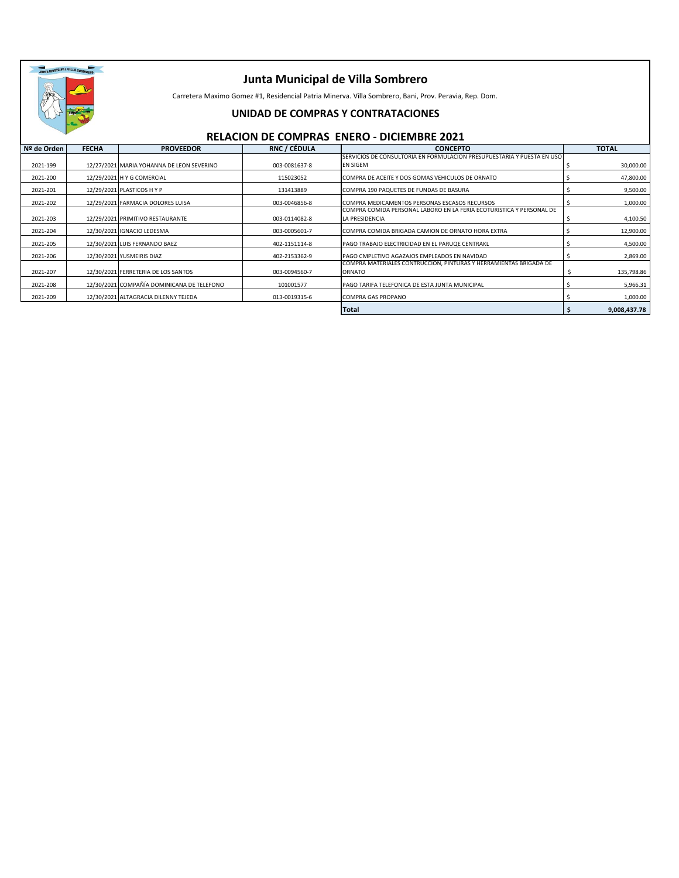# Junta Municipal de Villa Sombrero

Carretera Maximo Gomez #1, Residencial Patria Minerva. Villa Sombrero, Bani, Prov. Peravia, Rep. Dom.

## UNIDAD DE COMPRAS Y CONTRATACIONES

## RELACION DE COMPRAS ENERO - DICIEMBRE 2021

| Nº de Orden | FECHA | PROVEEDOR | RNC / CÉDULA | CONCEPTO | TOTAL |
|---|---|---|---|---|---|
| 2021-199 | 12/27/2021 | MARIA YOHANNA DE LEON SEVERINO | 003-0081637-8 | SERVICIOS DE CONSULTORIA EN FORMULACION PRESUPUESTARIA Y PUESTA EN USO EN SIGEM | $ 30,000.00 |
| 2021-200 | 12/29/2021 | H Y G COMERCIAL | 115023052 | COMPRA DE ACEITE Y DOS GOMAS VEHICULOS DE ORNATO | $ 47,800.00 |
| 2021-201 | 12/29/2021 | PLASTICOS H Y P | 131413889 | COMPRA 190 PAQUETES DE FUNDAS DE BASURA | $ 9,500.00 |
| 2021-202 | 12/29/2021 | FARMACIA DOLORES LUISA | 003-0046856-8 | COMPRA MEDICAMENTOS PERSONAS ESCASOS RECURSOS | $ 1,000.00 |
| 2021-203 | 12/29/2021 | PRIMITIVO RESTAURANTE | 003-0114082-8 | COMPRA COMIDA PERSONAL LABORO EN LA FERIA ECOTURISTICA Y PERSONAL DE LA PRESIDENCIA | $ 4,100.50 |
| 2021-204 | 12/30/2021 | IGNACIO LEDESMA | 003-0005601-7 | COMPRA COMIDA BRIGADA CAMION DE ORNATO HORA EXTRA | $ 12,900.00 |
| 2021-205 | 12/30/2021 | LUIS FERNANDO BAEZ | 402-1151114-8 | PAGO TRABAJO ELECTRICIDAD EN EL PARUQE CENTRAKL | $ 4,500.00 |
| 2021-206 | 12/30/2021 | YUSMEIRIS DIAZ | 402-2153362-9 | PAGO CMPLETIVO AGAZAJOS EMPLEADOS EN NAVIDAD | $ 2,869.00 |
| 2021-207 | 12/30/2021 | FERRETERIA DE LOS SANTOS | 003-0094560-7 | COMPRA MATERIALES CONTRUCCION, PINTURAS Y HERRAMIENTAS BRIGADA DE ORNATO | $ 135,798.86 |
| 2021-208 | 12/30/2021 | COMPAÑÍA DOMINICANA DE TELEFONO | 101001577 | PAGO TARIFA TELEFONICA DE ESTA JUNTA MUNICIPAL | $ 5,966.31 |
| 2021-209 | 12/30/2021 | ALTAGRACIA DILENNY TEJEDA | 013-0019315-6 | COMPRA GAS PROPANO | $ 1,000.00 |
| | | | | **Total** | **$ 9,008,437.78** |